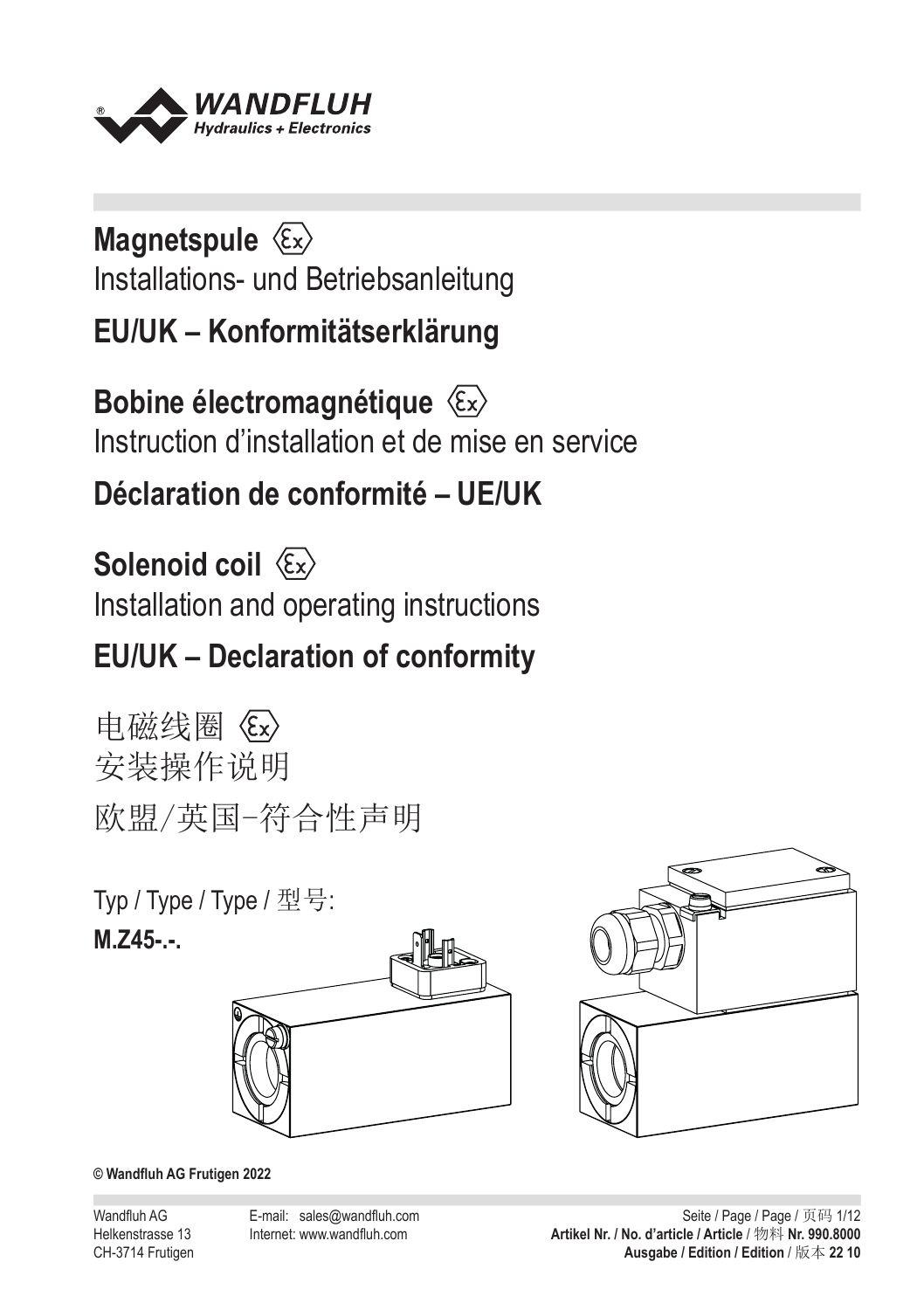WANDFLUH
Hydraulics + Electronics

# Magnetspule ⟨Ex⟩

Installations- und Betriebsanleitung

## EU/UK – Konformitätserklärung

# Bobine électromagnétique ⟨Ex⟩

Instruction d'installation et de mise en service

## Déclaration de conformité – UE/UK

# Solenoid coil ⟨Ex⟩

Installation and operating instructions

## EU/UK – Declaration of conformity

# 电磁线圈 ⟨Ex⟩

安装操作说明

欧盟/英国-符合性声明

Typ / Type / Type / 型号:

**M.Z45-.-.**

**© Wandfluh AG Frutigen 2022**

Wandfluh AG
Helkenstrasse 13
CH-3714 Frutigen

E-mail: sales@wandfluh.com
Internet: www.wandfluh.com

**Artikel Nr. / No. d'article / Article** / 物料 **Nr. 990.8000**
**Ausgabe / Edition / Edition** / 版本 **22 10**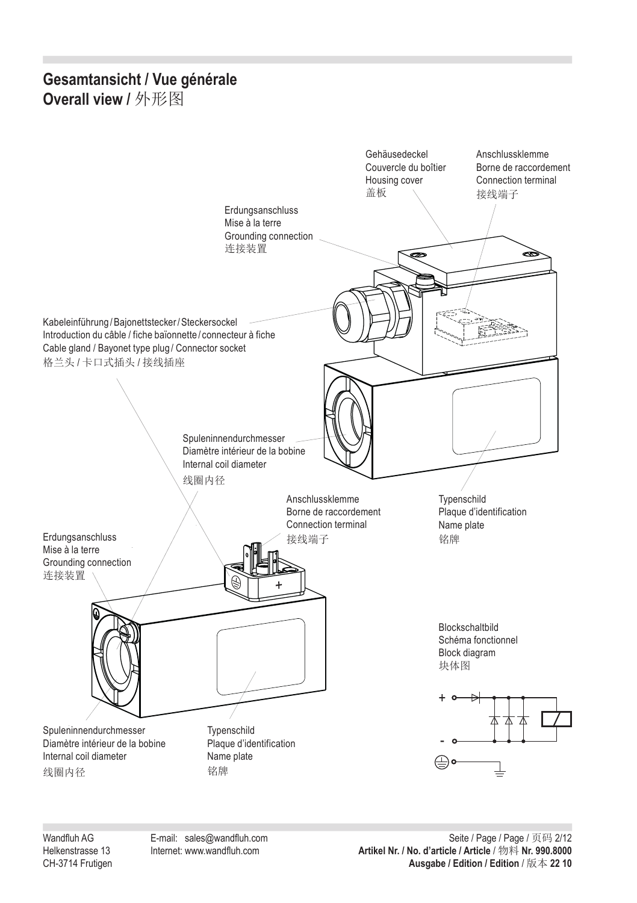## Gesamtansicht / Vue générale
## Overall view / 外形图

Gehäusedeckel
Couvercle du boîtier
Housing cover
盖板

Anschlussklemme
Borne de raccordement
Connection terminal
接线端子

Erdungsanschluss
Mise à la terre
Grounding connection
连接装置

Kabeleinführung / Bajonettstecker / Steckersockel
Introduction du câble / fiche baïonnette / connecteur à fiche
Cable gland / Bayonet type plug / Connector socket
格兰头 / 卡口式插头 / 接线插座

Spuleninnendurchmesser
Diamètre intérieur de la bobine
Internal coil diameter
线圈内径

Anschlussklemme
Borne de raccordement
Connection terminal
接线端子

Typenschild
Plaque d'identification
Name plate
铭牌

Erdungsanschluss
Mise à la terre
Grounding connection
连接装置

Blockschaltbild
Schéma fonctionnel
Block diagram
块体图

Spuleninnendurchmesser
Diamètre intérieur de la bobine
Internal coil diameter
线圈内径

Typenschild
Plaque d'identification
Name plate
铭牌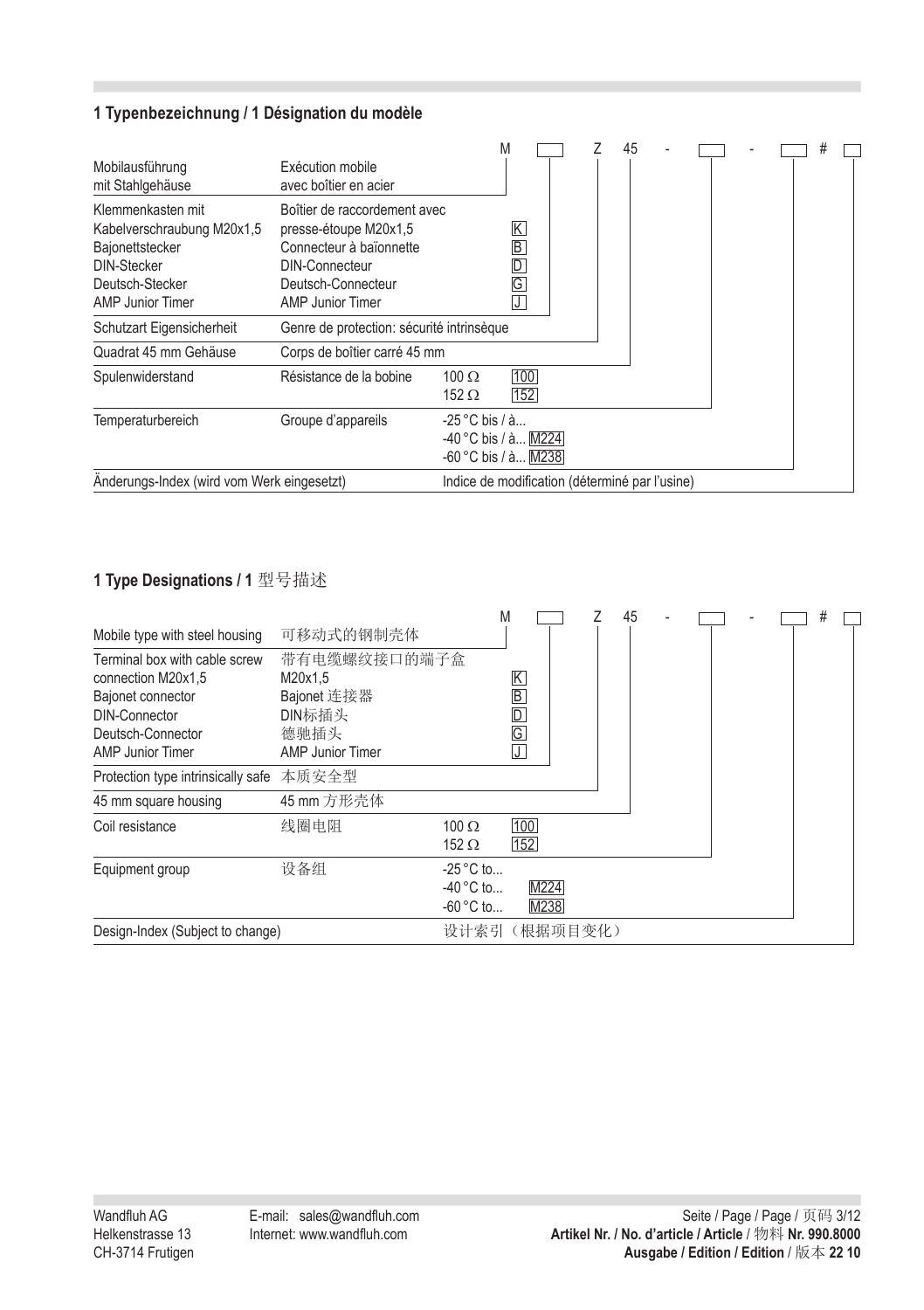## 1 Typenbezeichnung / 1 Désignation du modèle

M ☐ Z 45 - ☐ - ☐ # ☐

| | | | |
|---|---|---|---|
| Mobilausführung mit Stahlgehäuse | Exécution mobile avec boîtier en acier | | M |
| Klemmenkasten mit Kabelverschraubung M20x1,5 | Boîtier de raccordement avec presse-étoupe M20x1,5 | | K |
| Bajonettstecker | Connecteur à baïonnette | | B |
| DIN-Stecker | DIN-Connecteur | | D |
| Deutsch-Stecker | Deutsch-Connecteur | | G |
| AMP Junior Timer | AMP Junior Timer | | J |
| Schutzart Eigensicherheit | Genre de protection: sécurité intrinsèque | | Z |
| Quadrat 45 mm Gehäuse | Corps de boîtier carré 45 mm | | 45 |
| Spulenwiderstand | Résistance de la bobine | 100 Ω | 100 |
| | | 152 Ω | 152 |
| Temperaturbereich | Groupe d'appareils | -25 °C bis / à... | |
| | | -40 °C bis / à... | M224 |
| | | -60 °C bis / à... | M238 |
| Änderungs-Index (wird vom Werk eingesetzt) | Indice de modification (déterminé par l'usine) | | # |

## 1 Type Designations / 1 型号描述

M ☐ Z 45 - ☐ - ☐ # ☐

| | | | |
|---|---|---|---|
| Mobile type with steel housing | 可移动式的钢制壳体 | | M |
| Terminal box with cable screw connection M20x1,5 | 带有电缆螺纹接口的端子盒 M20x1,5 | | K |
| Bajonet connector | Bajonet 连接器 | | B |
| DIN-Connector | DIN标插头 | | D |
| Deutsch-Connector | 德驰插头 | | G |
| AMP Junior Timer | AMP Junior Timer | | J |
| Protection type intrinsically safe | 本质安全型 | | Z |
| 45 mm square housing | 45 mm 方形壳体 | | 45 |
| Coil resistance | 线圈电阻 | 100 Ω | 100 |
| | | 152 Ω | 152 |
| Equipment group | 设备组 | -25 °C to... | |
| | | -40 °C to... | M224 |
| | | -60 °C to... | M238 |
| Design-Index (Subject to change) | 设计索引（根据项目变化） | | # |

Wandfluh AG
Helkenstrasse 13
CH-3714 Frutigen

E-mail: sales@wandfluh.com
Internet: www.wandfluh.com

**Artikel Nr. / No. d'article / Article** / 物料 **Nr. 990.8000**
**Ausgabe / Edition / Edition** / 版本 **22 10**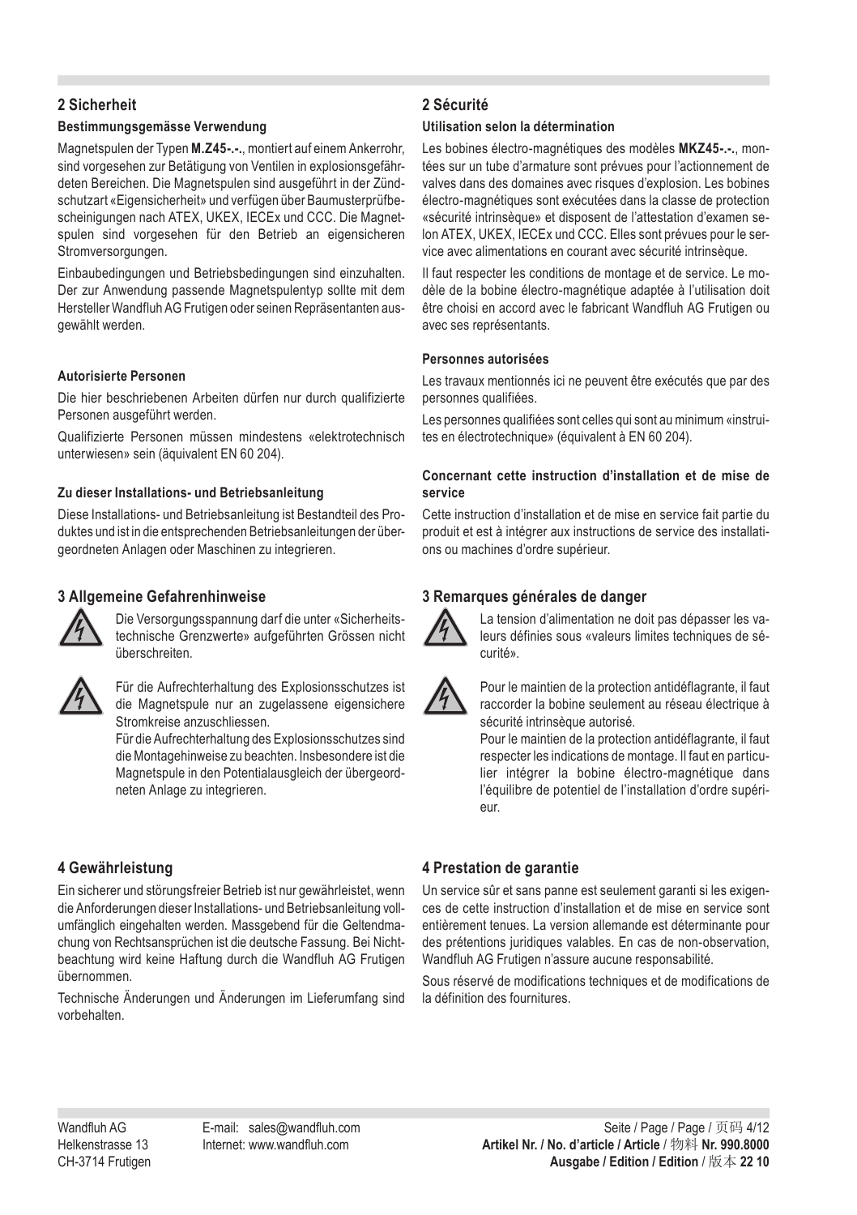## 2 Sicherheit

### Bestimmungsgemässe Verwendung

Magnetspulen der Typen **M.Z45-.-.**, montiert auf einem Ankerrohr, sind vorgesehen zur Betätigung von Ventilen in explosionsgefährdeten Bereichen. Die Magnetspulen sind ausgeführt in der Zündschutzart «Eigensicherheit» und verfügen über Baumusterprüfbescheinigungen nach ATEX, UKEX, IECEx und CCC. Die Magnetspulen sind vorgesehen für den Betrieb an eigensicheren Stromversorgungen.

Einbaubedingungen und Betriebsbedingungen sind einzuhalten. Der zur Anwendung passende Magnetspulentyp sollte mit dem Hersteller Wandfluh AG Frutigen oder seinen Repräsentanten ausgewählt werden.

### Autorisierte Personen

Die hier beschriebenen Arbeiten dürfen nur durch qualifizierte Personen ausgeführt werden.

Qualifizierte Personen müssen mindestens «elektrotechnisch unterwiesen» sein (äquivalent EN 60 204).

### Zu dieser Installations- und Betriebsanleitung

Diese Installations- und Betriebsanleitung ist Bestandteil des Produktes und ist in die entsprechenden Betriebsanleitungen der übergeordneten Anlagen oder Maschinen zu integrieren.

## 3 Allgemeine Gefahrenhinweise

Die Versorgungsspannung darf die unter «Sicherheitstechnische Grenzwerte» aufgeführten Grössen nicht überschreiten.

Für die Aufrechterhaltung des Explosionsschutzes ist die Magnetspule nur an zugelassene eigensichere Stromkreise anzuschliessen.
Für die Aufrechterhaltung des Explosionsschutzes sind die Montagehinweise zu beachten. Insbesondere ist die Magnetspule in den Potentialausgleich der übergeordneten Anlage zu integrieren.

## 4 Gewährleistung

Ein sicherer und störungsfreier Betrieb ist nur gewährleistet, wenn die Anforderungen dieser Installations- und Betriebsanleitung vollumfänglich eingehalten werden. Massgebend für die Geltendmachung von Rechtsansprüchen ist die deutsche Fassung. Bei Nichtbeachtung wird keine Haftung durch die Wandfluh AG Frutigen übernommen.

Technische Änderungen und Änderungen im Lieferumfang sind vorbehalten.

## 2 Sécurité

### Utilisation selon la détermination

Les bobines électro-magnétiques des modèles **MKZ45-.-.**, montées sur un tube d'armature sont prévues pour l'actionnement de valves dans des domaines avec risques d'explosion. Les bobines électro-magnétiques sont exécutées dans la classe de protection «sécurité intrinsèque» et disposent de l'attestation d'examen selon ATEX, UKEX, IECEx und CCC. Elles sont prévues pour le service avec alimentations en courant avec sécurité intrinsèque.

Il faut respecter les conditions de montage et de service. Le modèle de la bobine électro-magnétique adaptée à l'utilisation doit être choisi en accord avec le fabricant Wandfluh AG Frutigen ou avec ses représentants.

### Personnes autorisées

Les travaux mentionnés ici ne peuvent être exécutés que par des personnes qualifiées.

Les personnes qualifiées sont celles qui sont au minimum «instruites en électrotechnique» (équivalent à EN 60 204).

### Concernant cette instruction d'installation et de mise de service

Cette instruction d'installation et de mise en service fait partie du produit et est à intégrer aux instructions de service des installations ou machines d'ordre supérieur.

## 3 Remarques générales de danger

La tension d'alimentation ne doit pas dépasser les valeurs définies sous «valeurs limites techniques de sécurité».

Pour le maintien de la protection antidéflagrante, il faut raccorder la bobine seulement au réseau électrique à sécurité intrinsèque autorisé.
Pour le maintien de la protection antidéflagrante, il faut respecter les indications de montage. Il faut en particulier intégrer la bobine électro-magnétique dans l'équilibre de potentiel de l'installation d'ordre supérieur.

## 4 Prestation de garantie

Un service sûr et sans panne est seulement garanti si les exigences de cette instruction d'installation et de mise en service sont entièrement tenues. La version allemande est déterminante pour des prétentions juridiques valables. En cas de non-observation, Wandfluh AG Frutigen n'assure aucune responsabilité.

Sous réservé de modifications techniques et de modifications de la définition des fournitures.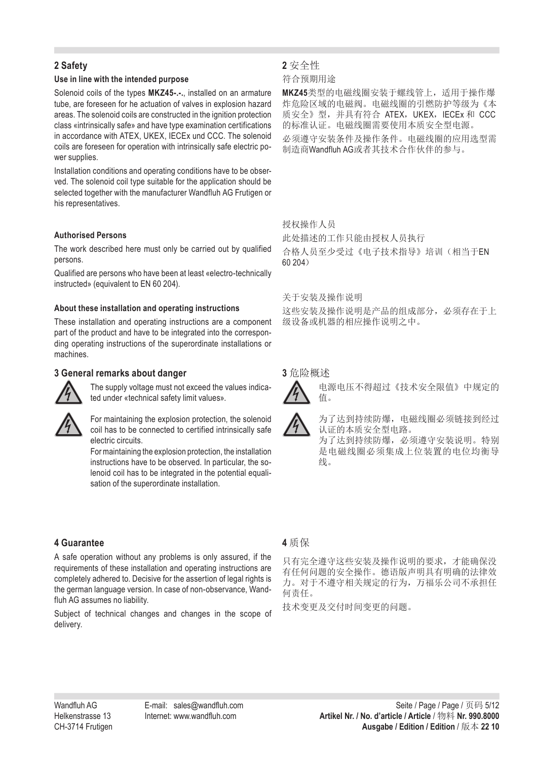## 2 Safety

### Use in line with the intended purpose

Solenoid coils of the types **MKZ45-.-.**, installed on an armature tube, are foreseen for he actuation of valves in explosion hazard areas. The solenoid coils are constructed in the ignition protection class «intrinsically safe» and have type examination certifications in accordance with ATEX, UKEX, IECEx und CCC. The solenoid coils are foreseen for operation with intrinsically safe electric power supplies.

Installation conditions and operating conditions have to be observed. The solenoid coil type suitable for the application should be selected together with the manufacturer Wandfluh AG Frutigen or his representatives.

### Authorised Persons

The work described here must only be carried out by qualified persons.

Qualified are persons who have been at least «electro-technically instructed» (equivalent to EN 60 204).

### About these installation and operating instructions

These installation and operating instructions are a component part of the product and have to be integrated into the corresponding operating instructions of the superordinate installations or machines.

## 3 General remarks about danger

The supply voltage must not exceed the values indicated under «technical safety limit values».

For maintaining the explosion protection, the solenoid coil has to be connected to certified intrinsically safe electric circuits.

For maintaining the explosion protection, the installation instructions have to be observed. In particular, the solenoid coil has to be integrated in the potential equalisation of the superordinate installation.

## 4 Guarantee

A safe operation without any problems is only assured, if the requirements of these installation and operating instructions are completely adhered to. Decisive for the assertion of legal rights is the german language version. In case of non-observance, Wandfluh AG assumes no liability.

Subject of technical changes and changes in the scope of delivery.

## 2 安全性

### 符合预期用途

**MKZ45**类型的电磁线圈安装于螺线管上，适用于操作爆炸危险区域的电磁阀。电磁线圈的引燃防护等级为《本质安全》型，并具有符合 ATEX，UKEX，IECEx 和 CCC 的标准认证。电磁线圈需要使用本质安全型电源。

必须遵守安装条件及操作条件。电磁线圈的应用选型需制造商Wandfluh AG或者其技术合作伙伴的参与。

### 授权操作人员

此处描述的工作只能由授权人员执行

合格人员至少受过《电子技术指导》培训（相当于EN 60 204）

### 关于安装及操作说明

这些安装及操作说明是产品的组成部分，必须存在于上级设备或机器的相应操作说明之中。

## 3 危险概述

电源电压不得超过《技术安全限值》中规定的值。

为了达到持续防爆，电磁线圈必须链接到经过认证的本质安全型电路。

为了达到持续防爆，必须遵守安装说明。特别是电磁线圈必须集成上位装置的电位均衡导线。

## 4 质保

只有完全遵守这些安装及操作说明的要求，才能确保没有任何问题的安全操作。德语版声明具有明确的法律效力。对于不遵守相关规定的行为，万福乐公司不承担任何责任。

技术变更及交付时间变更的问题。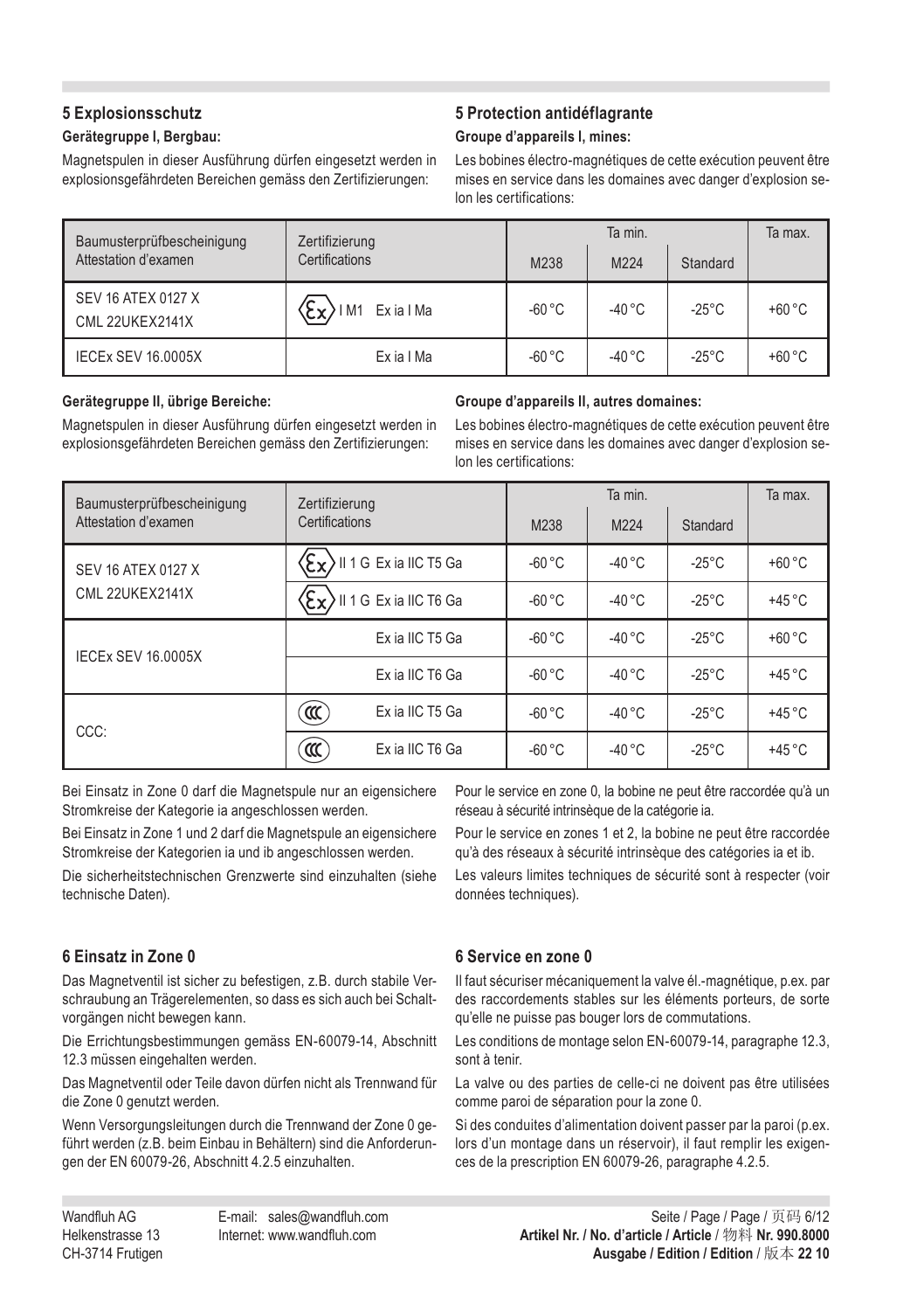## 5 Explosionsschutz

**Gerätegruppe I, Bergbau:**

Magnetspulen in dieser Ausführung dürfen eingesetzt werden in explosionsgefährdeten Bereichen gemäss den Zertifizierungen:

## 5 Protection antidéflagrante

**Groupe d'appareils I, mines:**

Les bobines électro-magnétiques de cette exécution peuvent être mises en service dans les domaines avec danger d'explosion selon les certifications:

| Baumusterprüfbescheinigung<br>Attestation d'examen | Zertifizierung<br>Certifications | Ta min. | | | Ta max. |
|---|---|---|---|---|---|
| | | M238 | M224 | Standard | |
| SEV 16 ATEX 0127 X<br>CML 22UKEX2141X | ⟨Ex⟩ I M1 Ex ia I Ma | -60 °C | -40 °C | -25°C | +60 °C |
| IECEx SEV 16.0005X | Ex ia I Ma | -60 °C | -40 °C | -25°C | +60 °C |

**Gerätegruppe II, übrige Bereiche:**

Magnetspulen in dieser Ausführung dürfen eingesetzt werden in explosionsgefährdeten Bereichen gemäss den Zertifizierungen:

**Groupe d'appareils II, autres domaines:**

Les bobines électro-magnétiques de cette exécution peuvent être mises en service dans les domaines avec danger d'explosion selon les certifications:

| Baumusterprüfbescheinigung<br>Attestation d'examen | Zertifizierung<br>Certifications | Ta min. | | | Ta max. |
|---|---|---|---|---|---|
| | | M238 | M224 | Standard | |
| SEV 16 ATEX 0127 X<br>CML 22UKEX2141X | ⟨Ex⟩ II 1 G Ex ia IIC T5 Ga | -60 °C | -40 °C | -25°C | +60 °C |
| | ⟨Ex⟩ II 1 G Ex ia IIC T6 Ga | -60 °C | -40 °C | -25°C | +45 °C |
| IECEx SEV 16.0005X | Ex ia IIC T5 Ga | -60 °C | -40 °C | -25°C | +60 °C |
| | Ex ia IIC T6 Ga | -60 °C | -40 °C | -25°C | +45 °C |
| CCC: | (CCC) Ex ia IIC T5 Ga | -60 °C | -40 °C | -25°C | +45 °C |
| | (CCC) Ex ia IIC T6 Ga | -60 °C | -40 °C | -25°C | +45 °C |

Bei Einsatz in Zone 0 darf die Magnetspule nur an eigensichere Stromkreise der Kategorie ia angeschlossen werden.

Bei Einsatz in Zone 1 und 2 darf die Magnetspule an eigensichere Stromkreise der Kategorien ia und ib angeschlossen werden.

Die sicherheitstechnischen Grenzwerte sind einzuhalten (siehe technische Daten).

Pour le service en zone 0, la bobine ne peut être raccordée qu'à un réseau à sécurité intrinsèque de la catégorie ia.

Pour le service en zones 1 et 2, la bobine ne peut être raccordée qu'à des réseaux à sécurité intrinsèque des catégories ia et ib.

Les valeurs limites techniques de sécurité sont à respecter (voir données techniques).

## 6 Einsatz in Zone 0

Das Magnetventil ist sicher zu befestigen, z.B. durch stabile Verschraubung an Trägerelementen, so dass es sich auch bei Schaltvorgängen nicht bewegen kann.

Die Errichtungsbestimmungen gemäss EN-60079-14, Abschnitt 12.3 müssen eingehalten werden.

Das Magnetventil oder Teile davon dürfen nicht als Trennwand für die Zone 0 genutzt werden.

Wenn Versorgungsleitungen durch die Trennwand der Zone 0 geführt werden (z.B. beim Einbau in Behältern) sind die Anforderungen der EN 60079-26, Abschnitt 4.2.5 einzuhalten.

## 6 Service en zone 0

Il faut sécuriser mécaniquement la valve él.-magnétique, p.ex. par des raccordements stables sur les éléments porteurs, de sorte qu'elle ne puisse pas bouger lors de commutations.

Les conditions de montage selon EN-60079-14, paragraphe 12.3, sont à tenir.

La valve ou des parties de celle-ci ne doivent pas être utilisées comme paroi de séparation pour la zone 0.

Si des conduites d'alimentation doivent passer par la paroi (p.ex. lors d'un montage dans un réservoir), il faut remplir les exigences de la prescription EN 60079-26, paragraphe 4.2.5.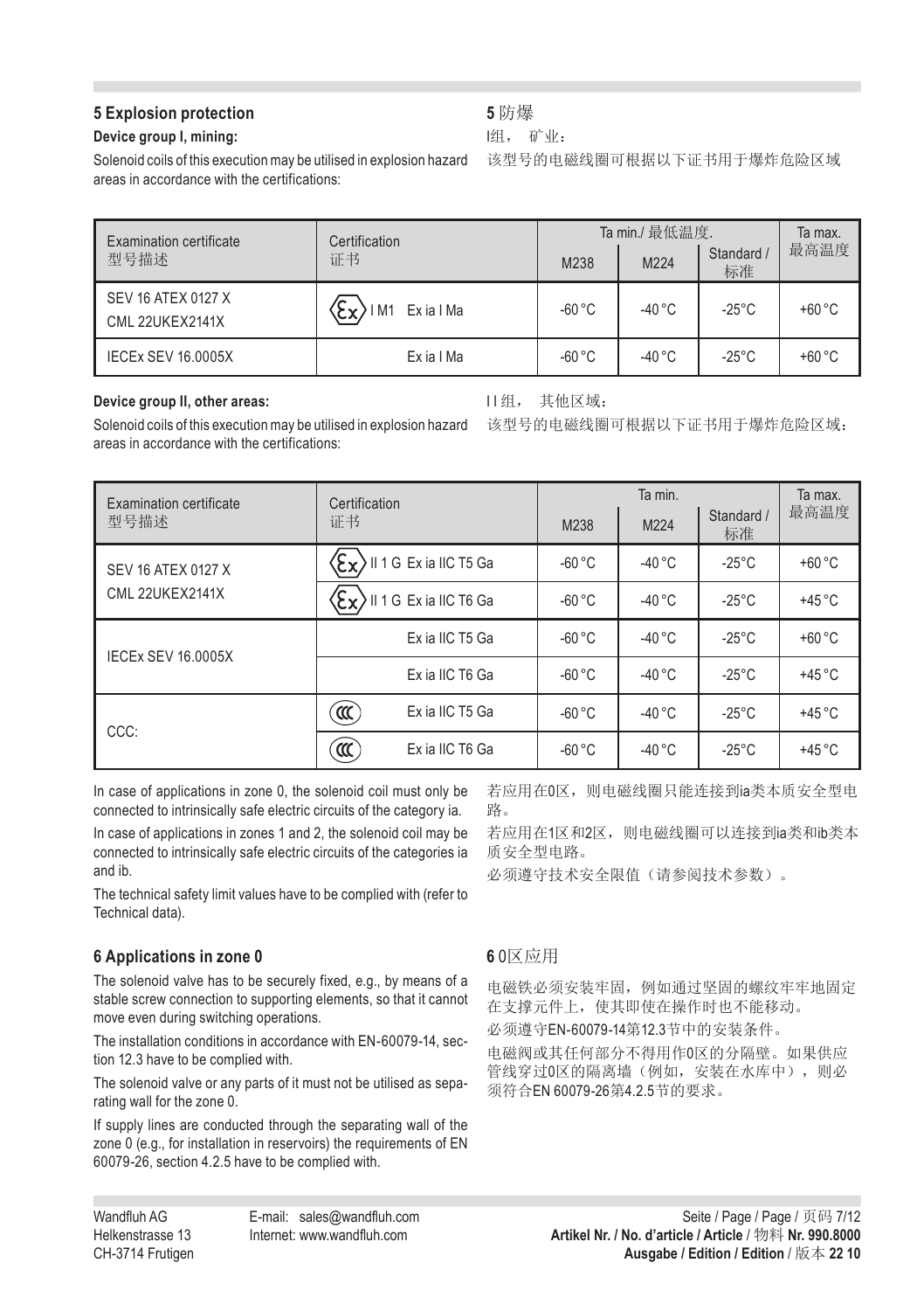## 5 Explosion protection

**Device group I, mining:**

Solenoid coils of this execution may be utilised in explosion hazard areas in accordance with the certifications:

## 5 防爆

I组， 矿业：

该型号的电磁线圈可根据以下证书用于爆炸危险区域

| Examination certificate 型号描述 | Certification 证书 | Ta min./ 最低温度. | | | Ta max. 最高温度 |
|---|---|---|---|---|---|
| | | M238 | M224 | Standard / 标准 | |
| SEV 16 ATEX 0127 X CML 22UKEX2141X | Ex I M1 Ex ia I Ma | -60 °C | -40 °C | -25°C | +60 °C |
| IECEx SEV 16.0005X | Ex ia I Ma | -60 °C | -40 °C | -25°C | +60 °C |

**Device group II, other areas:**

Solenoid coils of this execution may be utilised in explosion hazard areas in accordance with the certifications:

II组， 其他区域：

该型号的电磁线圈可根据以下证书用于爆炸危险区域：

| Examination certificate 型号描述 | Certification 证书 | Ta min. | | | Ta max. 最高温度 |
|---|---|---|---|---|---|
| | | M238 | M224 | Standard / 标准 | |
| SEV 16 ATEX 0127 X CML 22UKEX2141X | Ex II 1 G Ex ia IIC T5 Ga | -60 °C | -40 °C | -25°C | +60 °C |
| | Ex II 1 G Ex ia IIC T6 Ga | -60 °C | -40 °C | -25°C | +45 °C |
| IECEx SEV 16.0005X | Ex ia IIC T5 Ga | -60 °C | -40 °C | -25°C | +60 °C |
| | Ex ia IIC T6 Ga | -60 °C | -40 °C | -25°C | +45 °C |
| CCC: | CCC Ex ia IIC T5 Ga | -60 °C | -40 °C | -25°C | +45 °C |
| | CCC Ex ia IIC T6 Ga | -60 °C | -40 °C | -25°C | +45 °C |

In case of applications in zone 0, the solenoid coil must only be connected to intrinsically safe electric circuits of the category ia.

In case of applications in zones 1 and 2, the solenoid coil may be connected to intrinsically safe electric circuits of the categories ia and ib.

The technical safety limit values have to be complied with (refer to Technical data).

若应用在0区，则电磁线圈只能连接到ia类本质安全型电路。

若应用在1区和2区，则电磁线圈可以连接到ia类和ib类本质安全型电路。

必须遵守技术安全限值（请参阅技术参数）。

## 6 Applications in zone 0

The solenoid valve has to be securely fixed, e.g., by means of a stable screw connection to supporting elements, so that it cannot move even during switching operations.

The installation conditions in accordance with EN-60079-14, section 12.3 have to be complied with.

The solenoid valve or any parts of it must not be utilised as separating wall for the zone 0.

If supply lines are conducted through the separating wall of the zone 0 (e.g., for installation in reservoirs) the requirements of EN 60079-26, section 4.2.5 have to be complied with.

## 6 0区应用

电磁铁必须安装牢固，例如通过坚固的螺纹牢牢地固定在支撑元件上，使其即使在操作时也不能移动。

必须遵守EN-60079-14第12.3节中的安装条件。

电磁阀或其任何部分不得用作0区的分隔壁。如果供应管线穿过0区的隔离墙（例如，安装在水库中），则必须符合EN 60079-26第4.2.5节的要求。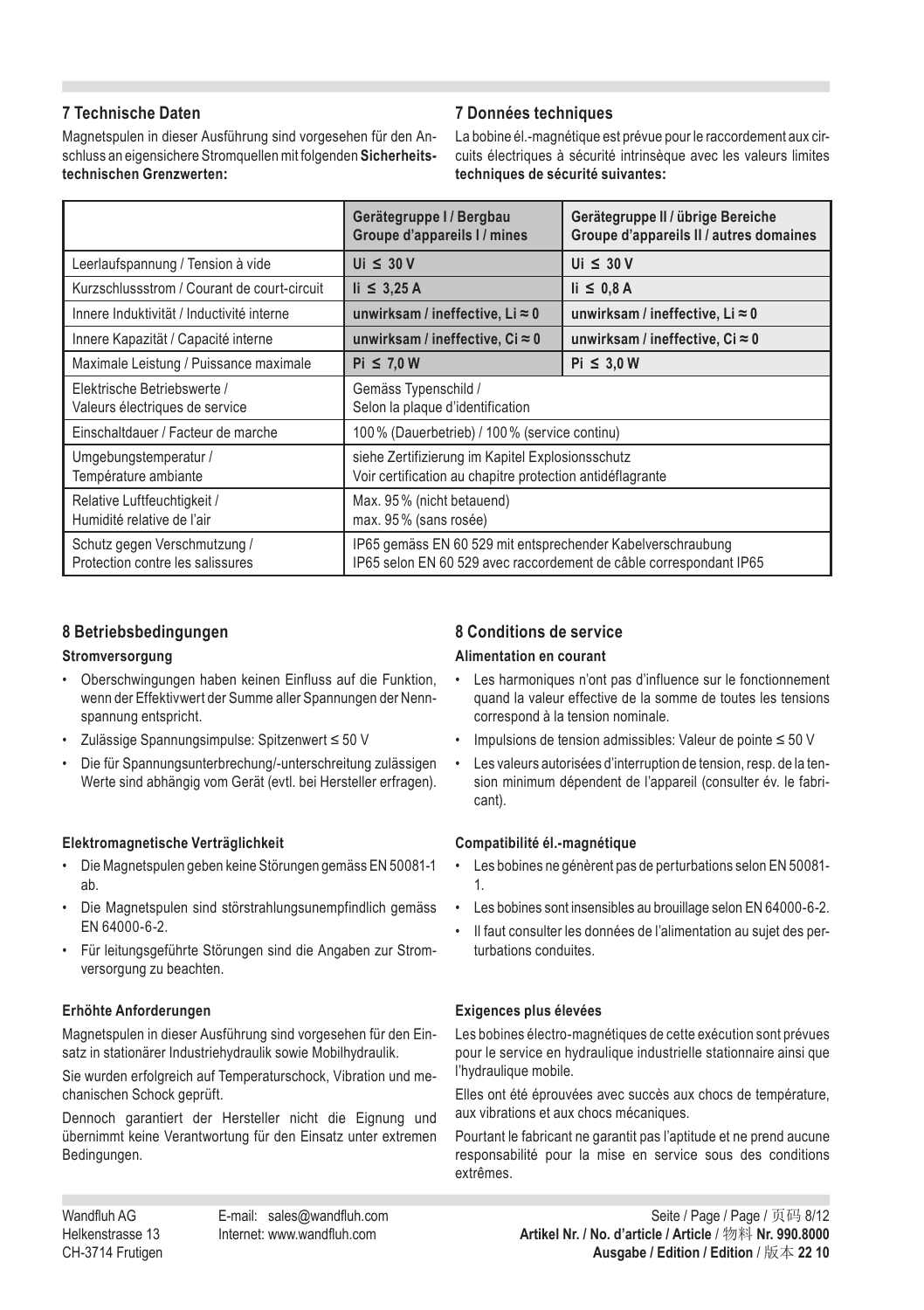## 7 Technische Daten

Magnetspulen in dieser Ausführung sind vorgesehen für den Anschluss an eigensichere Stromquellen mit folgenden **Sicherheitstechnischen Grenzwerten:**

## 7 Données techniques

La bobine él.-magnétique est prévue pour le raccordement aux circuits électriques à sécurité intrinsèque avec les valeurs limites **techniques de sécurité suivantes:**

| | **Gerätegruppe I / Bergbau**<br>**Groupe d'appareils I / mines** | **Gerätegruppe II / übrige Bereiche**<br>**Groupe d'appareils II / autres domaines** |
|---|---|---|
| Leerlaufspannung / Tension à vide | **Ui ≤ 30 V** | **Ui ≤ 30 V** |
| Kurzschlussstrom / Courant de court-circuit | **Ii ≤ 3,25 A** | **Ii ≤ 0,8 A** |
| Innere Induktivität / Inductivité interne | **unwirksam / ineffective, Li ≈ 0** | **unwirksam / ineffective, Li ≈ 0** |
| Innere Kapazität / Capacité interne | **unwirksam / ineffective, Ci ≈ 0** | **unwirksam / ineffective, Ci ≈ 0** |
| Maximale Leistung / Puissance maximale | **Pi ≤ 7,0 W** | **Pi ≤ 3,0 W** |
| Elektrische Betriebswerte /<br>Valeurs électriques de service | Gemäss Typenschild /<br>Selon la plaque d'identification | |
| Einschaltdauer / Facteur de marche | 100 % (Dauerbetrieb) / 100 % (service continu) | |
| Umgebungstemperatur /<br>Température ambiante | siehe Zertifizierung im Kapitel Explosionsschutz<br>Voir certification au chapitre protection antidéflagrante | |
| Relative Luftfeuchtigkeit /<br>Humidité relative de l'air | Max. 95 % (nicht betauend)<br>max. 95 % (sans rosée) | |
| Schutz gegen Verschmutzung /<br>Protection contre les salissures | IP65 gemäss EN 60 529 mit entsprechender Kabelverschraubung<br>IP65 selon EN 60 529 avec raccordement de câble correspondant IP65 | |

## 8 Betriebsbedingungen

### Stromversorgung

- Oberschwingungen haben keinen Einfluss auf die Funktion, wenn der Effektivwert der Summe aller Spannungen der Nennspannung entspricht.
- Zulässige Spannungsimpulse: Spitzenwert ≤ 50 V
- Die für Spannungsunterbrechung/-unterschreitung zulässigen Werte sind abhängig vom Gerät (evtl. bei Hersteller erfragen).

### Elektromagnetische Verträglichkeit

- Die Magnetspulen geben keine Störungen gemäss EN 50081-1 ab.
- Die Magnetspulen sind störstrahlungsunempfindlich gemäss EN 64000-6-2.
- Für leitungsgeführte Störungen sind die Angaben zur Stromversorgung zu beachten.

### Erhöhte Anforderungen

Magnetspulen in dieser Ausführung sind vorgesehen für den Einsatz in stationärer Industriehydraulik sowie Mobilhydraulik.

Sie wurden erfolgreich auf Temperaturschock, Vibration und mechanischen Schock geprüft.

Dennoch garantiert der Hersteller nicht die Eignung und übernimmt keine Verantwortung für den Einsatz unter extremen Bedingungen.

## 8 Conditions de service

### Alimentation en courant

- Les harmoniques n'ont pas d'influence sur le fonctionnement quand la valeur effective de la somme de toutes les tensions correspond à la tension nominale.
- Impulsions de tension admissibles: Valeur de pointe ≤ 50 V
- Les valeurs autorisées d'interruption de tension, resp. de la tension minimum dépendent de l'appareil (consulter év. le fabricant).

### Compatibilité él.-magnétique

- Les bobines ne génèrent pas de perturbations selon EN 50081-1.
- Les bobines sont insensibles au brouillage selon EN 64000-6-2.
- Il faut consulter les données de l'alimentation au sujet des perturbations conduites.

### Exigences plus élevées

Les bobines électro-magnétiques de cette exécution sont prévues pour le service en hydraulique industrielle stationnaire ainsi que l'hydraulique mobile.

Elles ont été éprouvées avec succès aux chocs de température, aux vibrations et aux chocs mécaniques.

Pourtant le fabricant ne garantit pas l'aptitude et ne prend aucune responsabilité pour la mise en service sous des conditions extrêmes.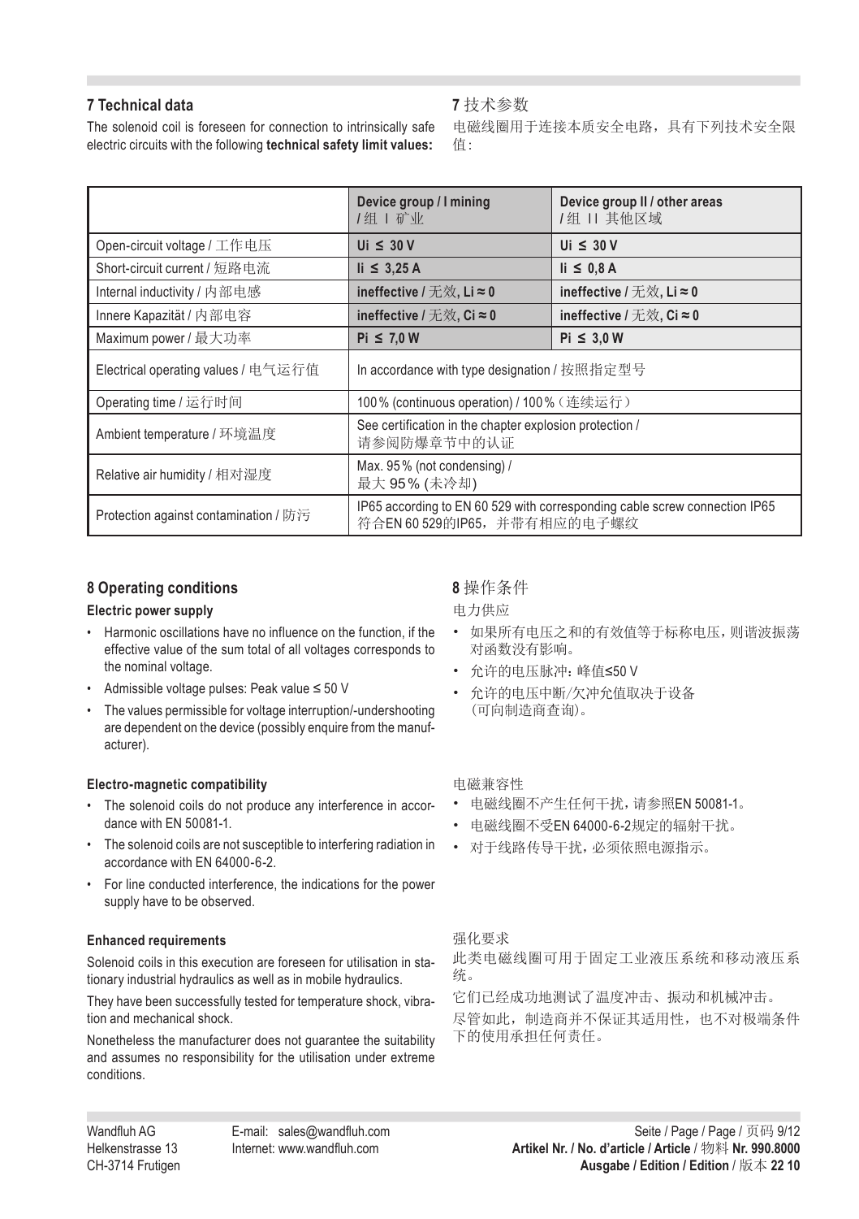## 7 Technical data

The solenoid coil is foreseen for connection to intrinsically safe electric circuits with the following **technical safety limit values:**

## 7 技术参数

电磁线圈用于连接本质安全电路，具有下列技术安全限值：

| | **Device group / I mining** **/ 组 I 矿业** | **Device group II / other areas** **/ 组 II 其他区域** |
|---|---|---|
| Open-circuit voltage / 工作电压 | **Ui ≤ 30 V** | **Ui ≤ 30 V** |
| Short-circuit current / 短路电流 | **Ii ≤ 3,25 A** | **Ii ≤ 0,8 A** |
| Internal inductivity / 内部电感 | **ineffective / 无效, Li ≈ 0** | **ineffective / 无效, Li ≈ 0** |
| Innere Kapazität / 内部电容 | **ineffective / 无效, Ci ≈ 0** | **ineffective / 无效, Ci ≈ 0** |
| Maximum power / 最大功率 | **Pi ≤ 7,0 W** | **Pi ≤ 3,0 W** |
| Electrical operating values / 电气运行值 | In accordance with type designation / 按照指定型号 | |
| Operating time / 运行时间 | 100 % (continuous operation) / 100 %（连续运行） | |
| Ambient temperature / 环境温度 | See certification in the chapter explosion protection / 请参阅防爆章节中的认证 | |
| Relative air humidity / 相对湿度 | Max. 95 % (not condensing) / 最大 95 % (未冷却) | |
| Protection against contamination / 防污 | IP65 according to EN 60 529 with corresponding cable screw connection IP65 符合EN 60 529的IP65，并带有相应的电子螺纹 | |

## 8 Operating conditions

**Electric power supply**

- Harmonic oscillations have no influence on the function, if the effective value of the sum total of all voltages corresponds to the nominal voltage.
- Admissible voltage pulses: Peak value ≤ 50 V
- The values permissible for voltage interruption/-undershooting are dependent on the device (possibly enquire from the manufacturer).

**Electro-magnetic compatibility**

- The solenoid coils do not produce any interference in accordance with EN 50081-1.
- The solenoid coils are not susceptible to interfering radiation in accordance with EN 64000-6-2.
- For line conducted interference, the indications for the power supply have to be observed.

**Enhanced requirements**

Solenoid coils in this execution are foreseen for utilisation in stationary industrial hydraulics as well as in mobile hydraulics.

They have been successfully tested for temperature shock, vibration and mechanical shock.

Nonetheless the manufacturer does not guarantee the suitability and assumes no responsibility for the utilisation under extreme conditions.

## 8 操作条件

电力供应

- 如果所有电压之和的有效值等于标称电压，则谐波振荡对函数没有影响。
- 允许的电压脉冲：峰值≤50 V
- 允许的电压中断/欠冲允值取决于设备（可向制造商查询）。

电磁兼容性

- 电磁线圈不产生任何干扰，请参照EN 50081-1。
- 电磁线圈不受EN 64000-6-2规定的辐射干扰。
- 对于线路传导干扰，必须依照电源指示。

强化要求

此类电磁线圈可用于固定工业液压系统和移动液压系统。

它们已经成功地测试了温度冲击、振动和机械冲击。

尽管如此，制造商并不保证其适用性，也不对极端条件下的使用承担任何责任。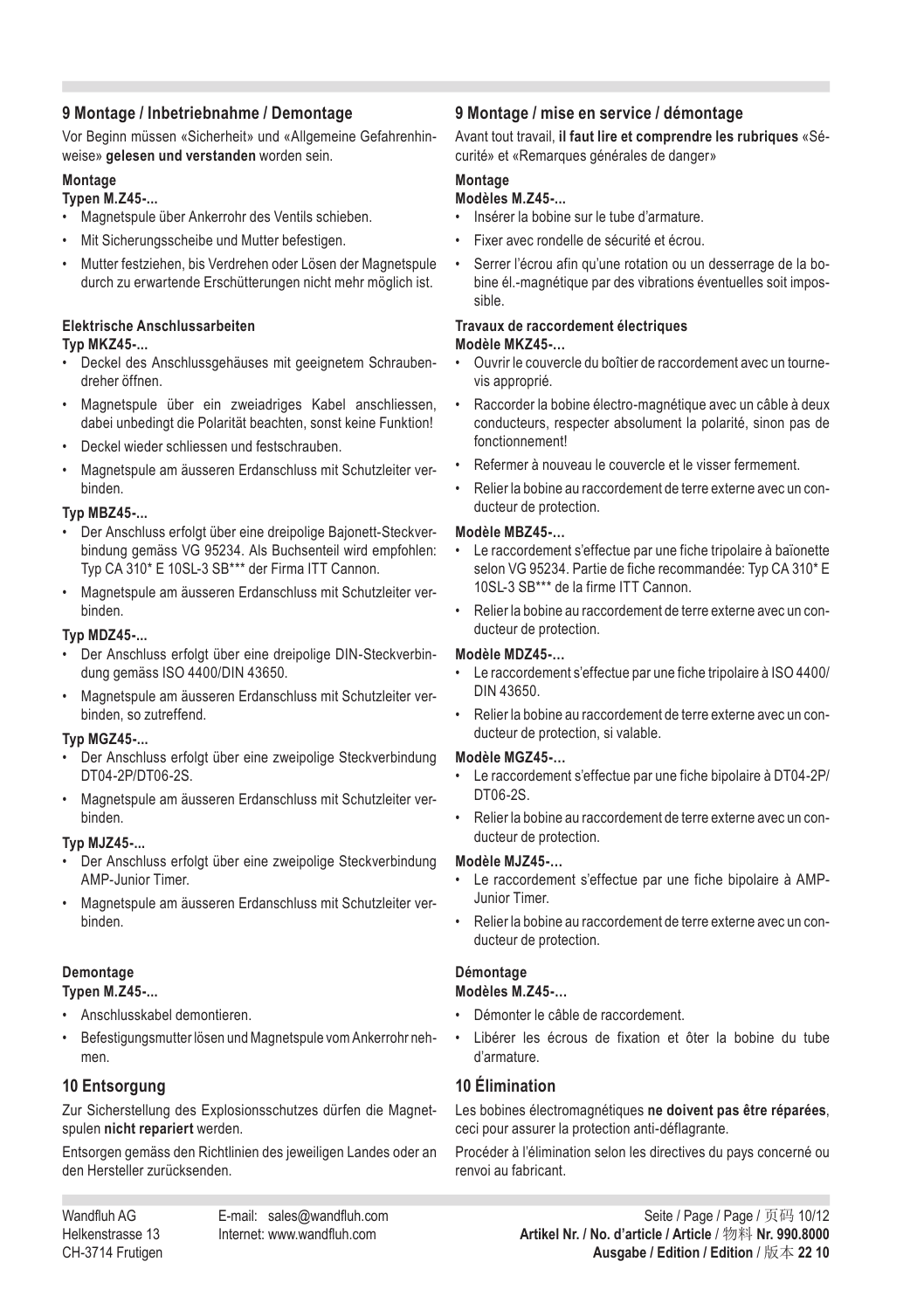## 9 Montage / Inbetriebnahme / Demontage

Vor Beginn müssen «Sicherheit» und «Allgemeine Gefahrenhinweise» **gelesen und verstanden** worden sein.

**Montage**

**Typen M.Z45-...**

- Magnetspule über Ankerrohr des Ventils schieben.
- Mit Sicherungsscheibe und Mutter befestigen.
- Mutter festziehen, bis Verdrehen oder Lösen der Magnetspule durch zu erwartende Erschütterungen nicht mehr möglich ist.

**Elektrische Anschlussarbeiten**

**Typ MKZ45-...**

- Deckel des Anschlussgehäuses mit geeignetem Schraubendreher öffnen.
- Magnetspule über ein zweiadriges Kabel anschliessen, dabei unbedingt die Polarität beachten, sonst keine Funktion!
- Deckel wieder schliessen und festschrauben.
- Magnetspule am äusseren Erdanschluss mit Schutzleiter verbinden.

**Typ MBZ45-...**

- Der Anschluss erfolgt über eine dreipolige Bajonett-Steckverbindung gemäss VG 95234. Als Buchsenteil wird empfohlen: Typ CA 310* E 10SL-3 SB*** der Firma ITT Cannon.
- Magnetspule am äusseren Erdanschluss mit Schutzleiter verbinden.

**Typ MDZ45-...**

- Der Anschluss erfolgt über eine dreipolige DIN-Steckverbindung gemäss ISO 4400/DIN 43650.
- Magnetspule am äusseren Erdanschluss mit Schutzleiter verbinden, so zutreffend.

**Typ MGZ45-...**

- Der Anschluss erfolgt über eine zweipolige Steckverbindung DT04-2P/DT06-2S.
- Magnetspule am äusseren Erdanschluss mit Schutzleiter verbinden.

**Typ MJZ45-...**

- Der Anschluss erfolgt über eine zweipolige Steckverbindung AMP-Junior Timer.
- Magnetspule am äusseren Erdanschluss mit Schutzleiter verbinden.

**Demontage**

**Typen M.Z45-...**

- Anschlusskabel demontieren.
- Befestigungsmutter lösen und Magnetspule vom Ankerrohr nehmen.

## 10 Entsorgung

Zur Sicherstellung des Explosionsschutzes dürfen die Magnetspulen **nicht repariert** werden.

Entsorgen gemäss den Richtlinien des jeweiligen Landes oder an den Hersteller zurücksenden.

## 9 Montage / mise en service / démontage

Avant tout travail, **il faut lire et comprendre les rubriques** «Sécurité» et «Remarques générales de danger»

**Montage**

**Modèles M.Z45-...**

- Insérer la bobine sur le tube d'armature.
- Fixer avec rondelle de sécurité et écrou.
- Serrer l'écrou afin qu'une rotation ou un desserrage de la bobine él.-magnétique par des vibrations éventuelles soit impossible.

**Travaux de raccordement électriques**

**Modèle MKZ45-...**

- Ouvrir le couvercle du boîtier de raccordement avec un tournevis approprié.
- Raccorder la bobine électro-magnétique avec un câble à deux conducteurs, respecter absolument la polarité, sinon pas de fonctionnement!
- Refermer à nouveau le couvercle et le visser fermement.
- Relier la bobine au raccordement de terre externe avec un conducteur de protection.

**Modèle MBZ45-...**

- Le raccordement s'effectue par une fiche tripolaire à baïonette selon VG 95234. Partie de fiche recommandée: Typ CA 310* E 10SL-3 SB*** de la firme ITT Cannon.
- Relier la bobine au raccordement de terre externe avec un conducteur de protection.

**Modèle MDZ45-...**

- Le raccordement s'effectue par une fiche tripolaire à ISO 4400/ DIN 43650.
- Relier la bobine au raccordement de terre externe avec un conducteur de protection, si valable.

**Modèle MGZ45-...**

- Le raccordement s'effectue par une fiche bipolaire à DT04-2P/ DT06-2S.
- Relier la bobine au raccordement de terre externe avec un conducteur de protection.

**Modèle MJZ45-...**

- Le raccordement s'effectue par une fiche bipolaire à AMP-Junior Timer.
- Relier la bobine au raccordement de terre externe avec un conducteur de protection.

**Démontage**

**Modèles M.Z45-...**

- Démonter le câble de raccordement.
- Libérer les écrous de fixation et ôter la bobine du tube d'armature.

## 10 Élimination

Les bobines électromagnétiques **ne doivent pas être réparées**, ceci pour assurer la protection anti-déflagrante.

Procéder à l'élimination selon les directives du pays concerné ou renvoi au fabricant.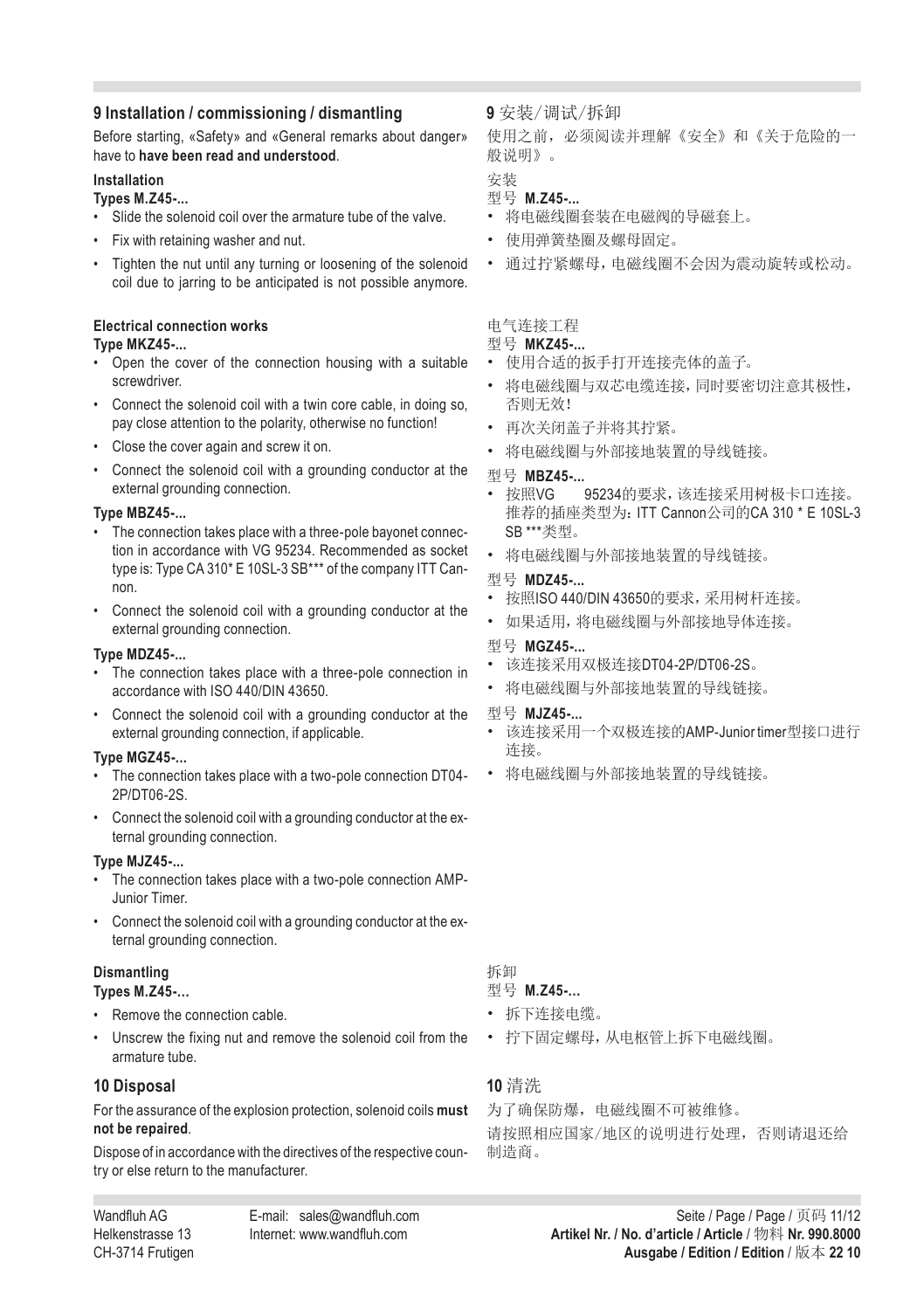## 9 Installation / commissioning / dismantling

Before starting, «Safety» and «General remarks about danger» have to **have been read and understood**.

### Installation

**Types M.Z45-...**

- Slide the solenoid coil over the armature tube of the valve.
- Fix with retaining washer and nut.
- Tighten the nut until any turning or loosening of the solenoid coil due to jarring to be anticipated is not possible anymore.

### Electrical connection works

**Type MKZ45-...**

- Open the cover of the connection housing with a suitable screwdriver.
- Connect the solenoid coil with a twin core cable, in doing so, pay close attention to the polarity, otherwise no function!
- Close the cover again and screw it on.
- Connect the solenoid coil with a grounding conductor at the external grounding connection.

**Type MBZ45-...**

- The connection takes place with a three-pole bayonet connection in accordance with VG 95234. Recommended as socket type is: Type CA 310* E 10SL-3 SB*** of the company ITT Cannon.
- Connect the solenoid coil with a grounding conductor at the external grounding connection.

**Type MDZ45-...**

- The connection takes place with a three-pole connection in accordance with ISO 440/DIN 43650.
- Connect the solenoid coil with a grounding conductor at the external grounding connection, if applicable.

**Type MGZ45-...**

- The connection takes place with a two-pole connection DT04-2P/DT06-2S.
- Connect the solenoid coil with a grounding conductor at the external grounding connection.

**Type MJZ45-...**

- The connection takes place with a two-pole connection AMP-Junior Timer.
- Connect the solenoid coil with a grounding conductor at the external grounding connection.

### Dismantling

**Types M.Z45-...**

- Remove the connection cable.
- Unscrew the fixing nut and remove the solenoid coil from the armature tube.

## 10 Disposal

For the assurance of the explosion protection, solenoid coils **must not be repaired**.

Dispose of in accordance with the directives of the respective country or else return to the manufacturer.

## 9 安装/调试/拆卸

使用之前，必须阅读并理解《安全》和《关于危险的一般说明》。

### 安装

型号 **M.Z45-...**

- 将电磁线圈套装在电磁阀的导磁套上。
- 使用弹簧垫圈及螺母固定。
- 通过拧紧螺母，电磁线圈不会因为震动旋转或松动。

### 电气连接工程

型号 **MKZ45-...**

- 使用合适的扳手打开连接壳体的盖子。
- 将电磁线圈与双芯电缆连接，同时要密切注意其极性，否则无效！
- 再次关闭盖子并将其拧紧。
- 将电磁线圈与外部接地装置的导线链接。

型号 **MBZ45-...**

- 按照VG 95234的要求，该连接采用树极卡口连接。推荐的插座类型为：ITT Cannon公司的CA 310 * E 10SL-3 SB ***类型。
- 将电磁线圈与外部接地装置的导线链接。

型号 **MDZ45-...**

- 按照ISO 440/DIN 43650的要求，采用树杆连接。
- 如果适用，将电磁线圈与外部接地导体连接。

型号 **MGZ45-...**

- 该连接采用双极连接DT04-2P/DT06-2S。
- 将电磁线圈与外部接地装置的导线链接。

型号 **MJZ45-...**

- 该连接采用一个双极连接的AMP-Junior timer型接口进行连接。
- 将电磁线圈与外部接地装置的导线链接。

### 拆卸

型号 **M.Z45-...**

- 拆下连接电缆。
- 拧下固定螺母，从电枢管上拆下电磁线圈。

## 10 清洗

为了确保防爆，电磁线圈不可被维修。

请按照相应国家/地区的说明进行处理，否则请退还给制造商。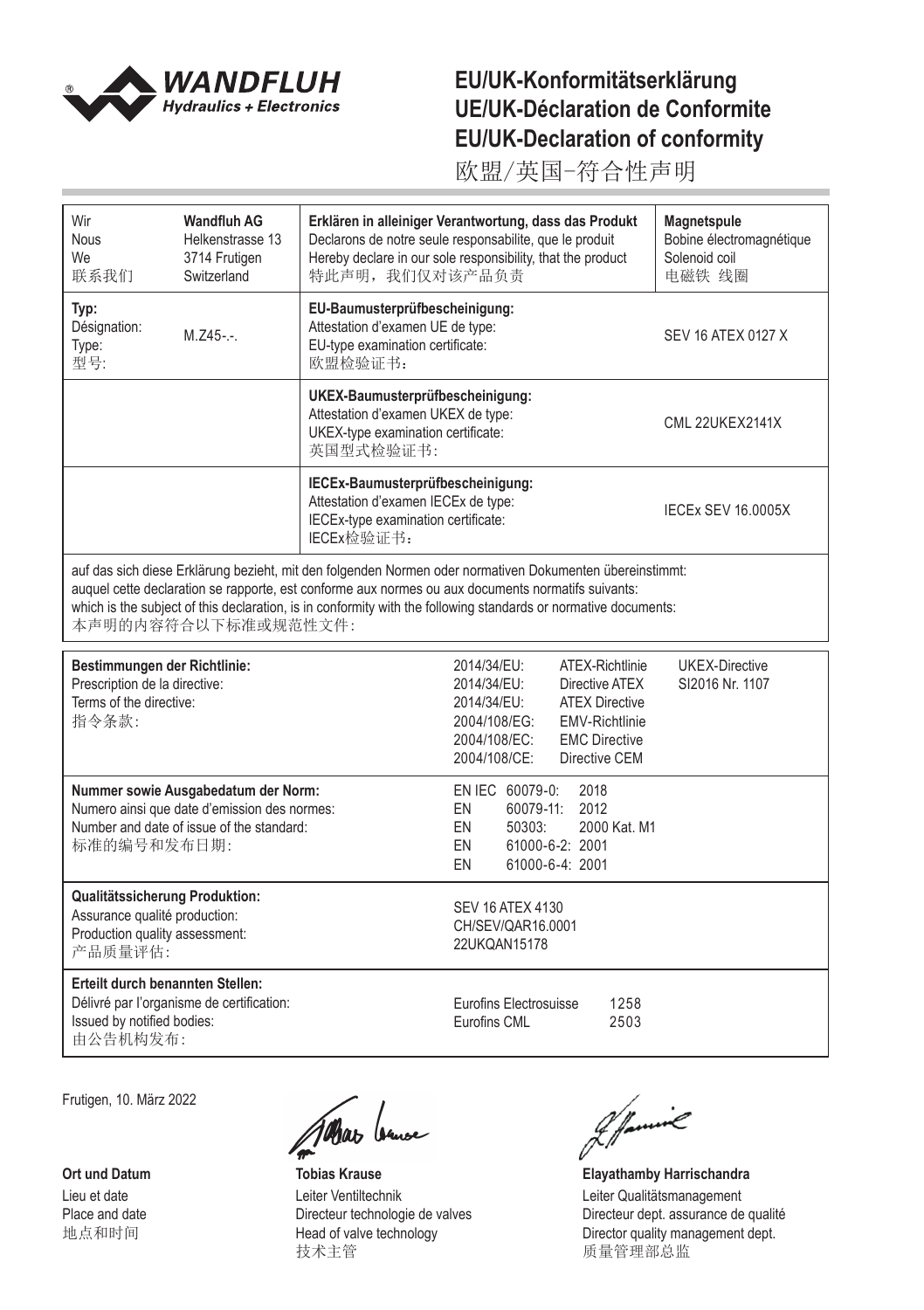# EU/UK-Konformitätserklärung
# UE/UK-Déclaration de Conformite
# EU/UK-Declaration of conformity
# 欧盟/英国-符合性声明

| | | | |
|---|---|---|---|
| Wir<br>Nous<br>We<br>联系我们 | **Wandfluh AG**<br>Helkenstrasse 13<br>3714 Frutigen<br>Switzerland | **Erklären in alleiniger Verantwortung, dass das Produkt**<br>Declarons de notre seule responsabilite, que le produit<br>Hereby declare in our sole responsibility, that the product<br>特此声明，我们仅对该产品负责 | **Magnetspule**<br>Bobine électromagnétique<br>Solenoid coil<br>电磁铁 线圈 |
| **Typ:**<br>Désignation:<br>Type:<br>型号: | M.Z45-.-. | **EU-Baumusterprüfbescheinigung:**<br>Attestation d'examen UE de type:<br>EU-type examination certificate:<br>欧盟检验证书： | SEV 16 ATEX 0127 X |
| | | **UKEX-Baumusterprüfbescheinigung:**<br>Attestation d'examen UKEX de type:<br>UKEX-type examination certificate:<br>英国型式检验证书: | CML 22UKEX2141X |
| | | **IECEx-Baumusterprüfbescheinigung:**<br>Attestation d'examen IECEx de type:<br>IECEx-type examination certificate:<br>IECEx检验证书： | IECEx SEV 16.0005X |

auf das sich diese Erklärung bezieht, mit den folgenden Normen oder normativen Dokumenten übereinstimmt:
auquel cette declaration se rapporte, est conforme aux normes ou aux documents normatifs suivants:
which is the subject of this declaration, is in conformity with the following standards or normative documents:
本声明的内容符合以下标准或规范性文件:

| | |
|---|---|
| **Bestimmungen der Richtlinie:**<br>Prescription de la directive:<br>Terms of the directive:<br>指令条款: | 2014/34/EU: ATEX-Richtlinie — UKEX-Directive SI2016 Nr. 1107<br>2014/34/EU: Directive ATEX<br>2014/34/EU: ATEX Directive<br>2004/108/EG: EMV-Richtlinie<br>2004/108/EC: EMC Directive<br>2004/108/CE: Directive CEM |
| **Nummer sowie Ausgabedatum der Norm:**<br>Numero ainsi que date d'emission des normes:<br>Number and date of issue of the standard:<br>标准的编号和发布日期: | EN IEC 60079-0: 2018<br>EN 60079-11: 2012<br>EN 50303: 2000 Kat. M1<br>EN 61000-6-2: 2001<br>EN 61000-6-4: 2001 |
| **Qualitätssicherung Produktion:**<br>Assurance qualité production:<br>Production quality assessment:<br>产品质量评估: | SEV 16 ATEX 4130<br>CH/SEV/QAR16.0001<br>22UKQAN15178 |
| **Erteilt durch benannten Stellen:**<br>Délivré par l'organisme de certification:<br>Issued by notified bodies:<br>由公告机构发布: | Eurofins Electrosuisse 1258<br>Eurofins CML 2503 |

Frutigen, 10. März 2022

**Ort und Datum**
Lieu et date
Place and date
地点和时间

**Tobias Krause**
Leiter Ventiltechnik
Directeur technologie de valves
Head of valve technology
技术主管

**Elayathamby Harrischandra**
Leiter Qualitätsmanagement
Directeur dept. assurance de qualité
Director quality management dept.
质量管理部总监